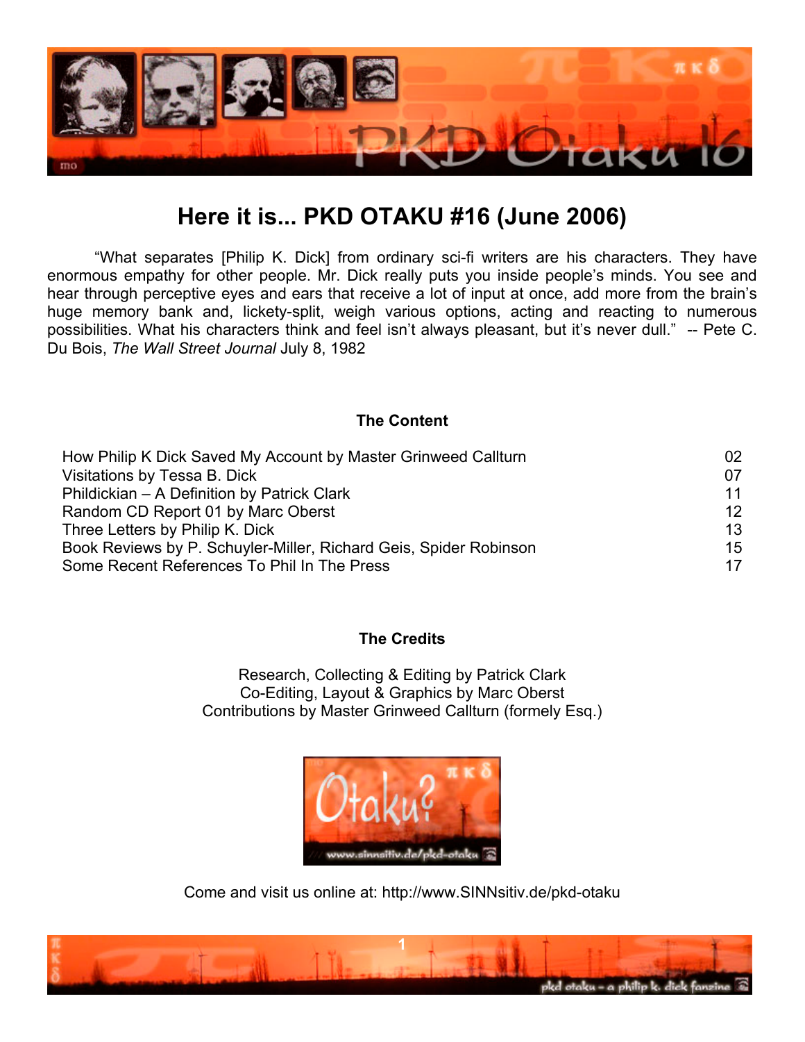# Here it is... PKD OTAKU #16 (June 2006)

"What separates [Philip K. Dick] from ordinary sci-fi writers are his characters. They have enormous empathy for other people. Mr. Dick really puts you inside people's minds. You see and hear through perceptive eyes and ears that receive a lot of input at once, add more from the brain's huge memory bank and, lickety-split, weigh various options, acting and reacting to numerous possibilities. What his characters think and feel isn't always pleasant, but it's never dull." -- Pete C. Du Bois, *The Wall Street Journal* July 8, 1982

### The Content

| | |
|---|---|
| How Philip K Dick Saved My Account by Master Grinweed Callturn | 02 |
| Visitations by Tessa B. Dick | 07 |
| Phildickian – A Definition by Patrick Clark | 11 |
| Random CD Report 01 by Marc Oberst | 12 |
| Three Letters by Philip K. Dick | 13 |
| Book Reviews by P. Schuyler-Miller, Richard Geis, Spider Robinson | 15 |
| Some Recent References To Phil In The Press | 17 |

### The Credits

Research, Collecting & Editing by Patrick Clark
Co-Editing, Layout & Graphics by Marc Oberst
Contributions by Master Grinweed Callturn (formely Esq.)

Come and visit us online at: http://www.SINNsitiv.de/pkd-otaku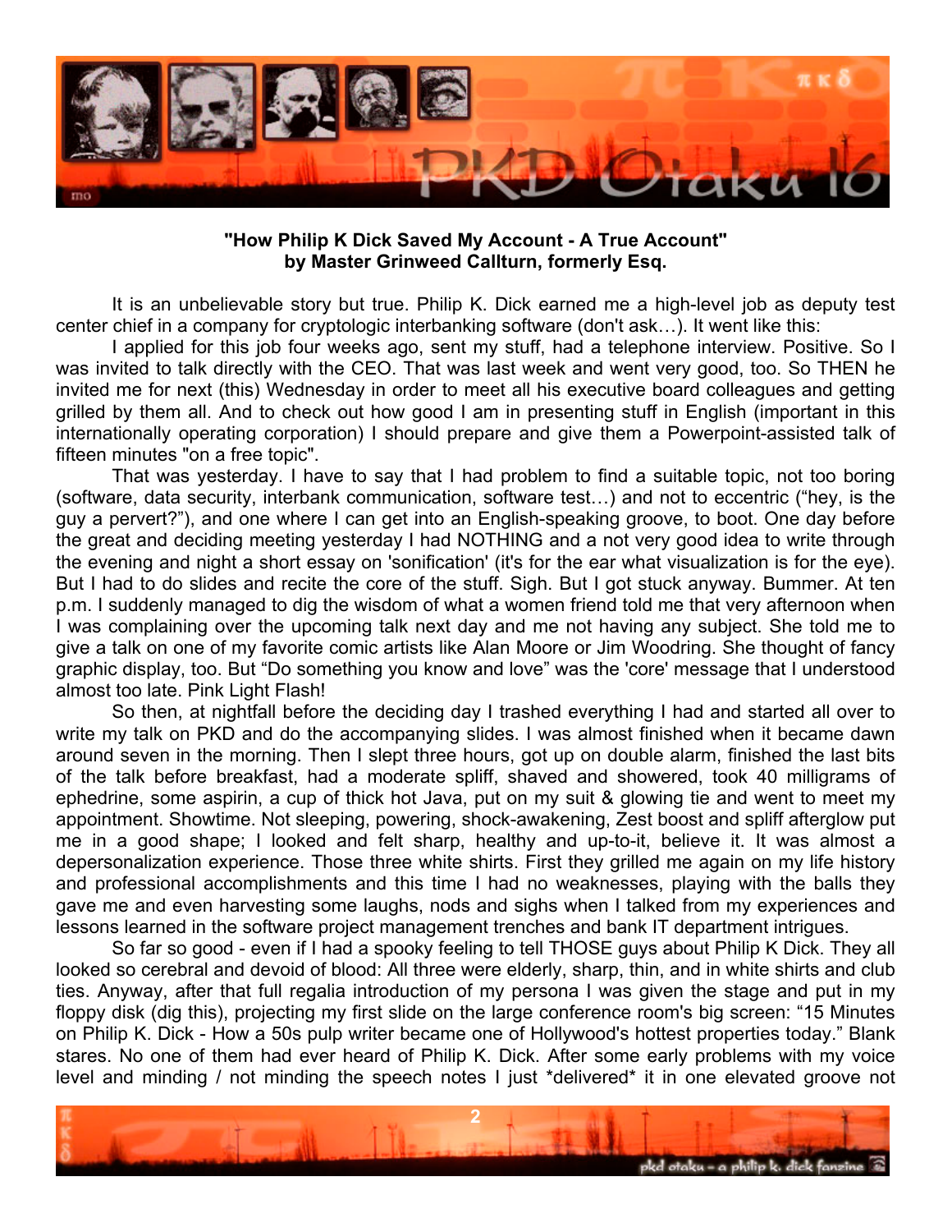**"How Philip K Dick Saved My Account - A True Account"**
**by Master Grinweed Callturn, formerly Esq.**

It is an unbelievable story but true. Philip K. Dick earned me a high-level job as deputy test center chief in a company for cryptologic interbanking software (don't ask…). It went like this:

I applied for this job four weeks ago, sent my stuff, had a telephone interview. Positive. So I was invited to talk directly with the CEO. That was last week and went very good, too. So THEN he invited me for next (this) Wednesday in order to meet all his executive board colleagues and getting grilled by them all. And to check out how good I am in presenting stuff in English (important in this internationally operating corporation) I should prepare and give them a Powerpoint-assisted talk of fifteen minutes "on a free topic".

That was yesterday. I have to say that I had problem to find a suitable topic, not too boring (software, data security, interbank communication, software test…) and not to eccentric ("hey, is the guy a pervert?"), and one where I can get into an English-speaking groove, to boot. One day before the great and deciding meeting yesterday I had NOTHING and a not very good idea to write through the evening and night a short essay on 'sonification' (it's for the ear what visualization is for the eye). But I had to do slides and recite the core of the stuff. Sigh. But I got stuck anyway. Bummer. At ten p.m. I suddenly managed to dig the wisdom of what a women friend told me that very afternoon when I was complaining over the upcoming talk next day and me not having any subject. She told me to give a talk on one of my favorite comic artists like Alan Moore or Jim Woodring. She thought of fancy graphic display, too. But "Do something you know and love" was the 'core' message that I understood almost too late. Pink Light Flash!

So then, at nightfall before the deciding day I trashed everything I had and started all over to write my talk on PKD and do the accompanying slides. I was almost finished when it became dawn around seven in the morning. Then I slept three hours, got up on double alarm, finished the last bits of the talk before breakfast, had a moderate spliff, shaved and showered, took 40 milligrams of ephedrine, some aspirin, a cup of thick hot Java, put on my suit & glowing tie and went to meet my appointment. Showtime. Not sleeping, powering, shock-awakening, Zest boost and spliff afterglow put me in a good shape; I looked and felt sharp, healthy and up-to-it, believe it. It was almost a depersonalization experience. Those three white shirts. First they grilled me again on my life history and professional accomplishments and this time I had no weaknesses, playing with the balls they gave me and even harvesting some laughs, nods and sighs when I talked from my experiences and lessons learned in the software project management trenches and bank IT department intrigues.

So far so good - even if I had a spooky feeling to tell THOSE guys about Philip K Dick. They all looked so cerebral and devoid of blood: All three were elderly, sharp, thin, and in white shirts and club ties. Anyway, after that full regalia introduction of my persona I was given the stage and put in my floppy disk (dig this), projecting my first slide on the large conference room's big screen: "15 Minutes on Philip K. Dick - How a 50s pulp writer became one of Hollywood's hottest properties today." Blank stares. No one of them had ever heard of Philip K. Dick. After some early problems with my voice level and minding / not minding the speech notes I just *delivered* it in one elevated groove not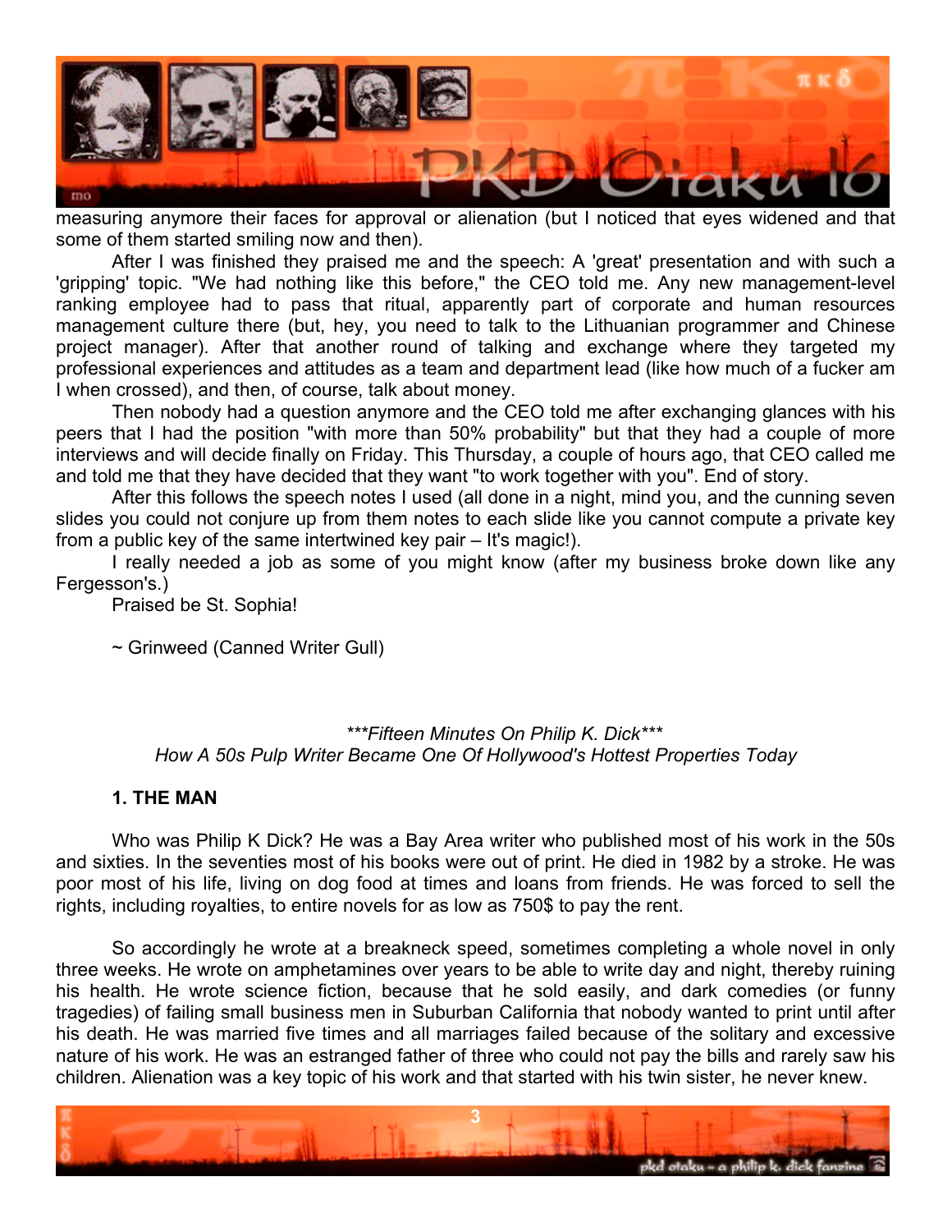measuring anymore their faces for approval or alienation (but I noticed that eyes widened and that some of them started smiling now and then).

After I was finished they praised me and the speech: A 'great' presentation and with such a 'gripping' topic. "We had nothing like this before," the CEO told me. Any new management-level ranking employee had to pass that ritual, apparently part of corporate and human resources management culture there (but, hey, you need to talk to the Lithuanian programmer and Chinese project manager). After that another round of talking and exchange where they targeted my professional experiences and attitudes as a team and department lead (like how much of a fucker am I when crossed), and then, of course, talk about money.

Then nobody had a question anymore and the CEO told me after exchanging glances with his peers that I had the position "with more than 50% probability" but that they had a couple of more interviews and will decide finally on Friday. This Thursday, a couple of hours ago, that CEO called me and told me that they have decided that they want "to work together with you". End of story.

After this follows the speech notes I used (all done in a night, mind you, and the cunning seven slides you could not conjure up from them notes to each slide like you cannot compute a private key from a public key of the same intertwined key pair – It's magic!).

I really needed a job as some of you might know (after my business broke down like any Fergesson's.)

Praised be St. Sophia!

~ Grinweed (Canned Writer Gull)

*\*\*\*Fifteen Minutes On Philip K. Dick\*\*\**
*How A 50s Pulp Writer Became One Of Hollywood's Hottest Properties Today*

**1. THE MAN**

Who was Philip K Dick? He was a Bay Area writer who published most of his work in the 50s and sixties. In the seventies most of his books were out of print. He died in 1982 by a stroke. He was poor most of his life, living on dog food at times and loans from friends. He was forced to sell the rights, including royalties, to entire novels for as low as 750$ to pay the rent.

So accordingly he wrote at a breakneck speed, sometimes completing a whole novel in only three weeks. He wrote on amphetamines over years to be able to write day and night, thereby ruining his health. He wrote science fiction, because that he sold easily, and dark comedies (or funny tragedies) of failing small business men in Suburban California that nobody wanted to print until after his death. He was married five times and all marriages failed because of the solitary and excessive nature of his work. He was an estranged father of three who could not pay the bills and rarely saw his children. Alienation was a key topic of his work and that started with his twin sister, he never knew.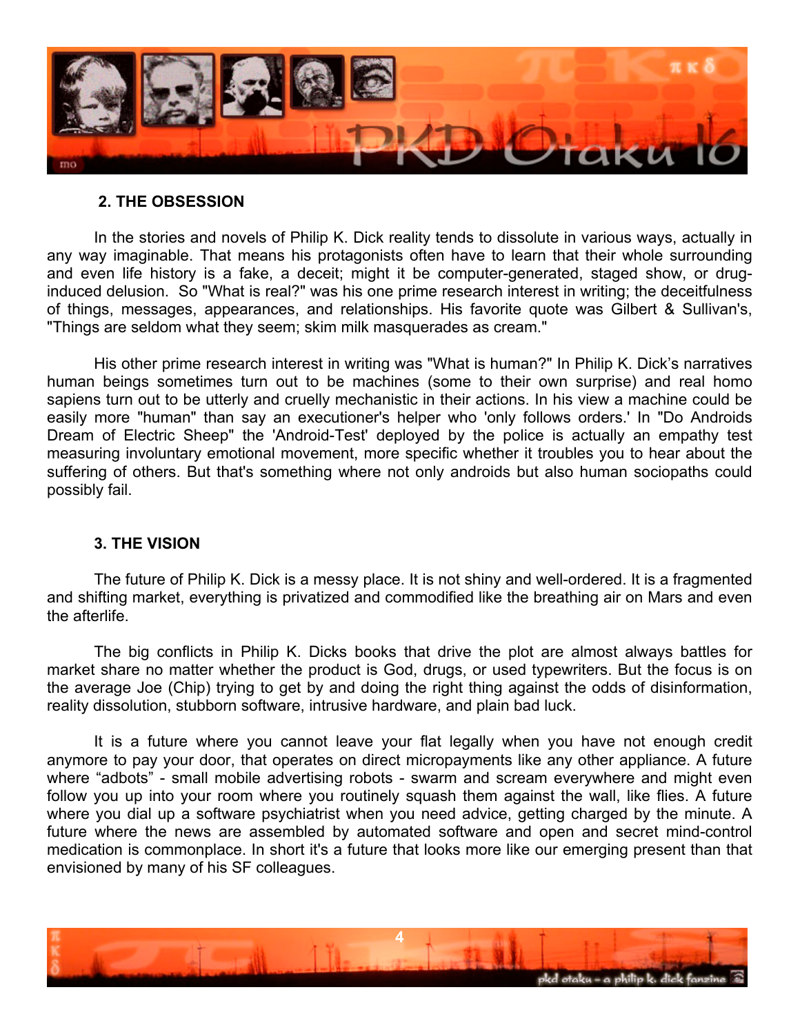## 2. THE OBSESSION

In the stories and novels of Philip K. Dick reality tends to dissolute in various ways, actually in any way imaginable. That means his protagonists often have to learn that their whole surrounding and even life history is a fake, a deceit; might it be computer-generated, staged show, or drug-induced delusion. So "What is real?" was his one prime research interest in writing; the deceitfulness of things, messages, appearances, and relationships. His favorite quote was Gilbert & Sullivan's, "Things are seldom what they seem; skim milk masquerades as cream."

His other prime research interest in writing was "What is human?" In Philip K. Dick's narratives human beings sometimes turn out to be machines (some to their own surprise) and real homo sapiens turn out to be utterly and cruelly mechanistic in their actions. In his view a machine could be easily more "human" than say an executioner's helper who 'only follows orders.' In "Do Androids Dream of Electric Sheep" the 'Android-Test' deployed by the police is actually an empathy test measuring involuntary emotional movement, more specific whether it troubles you to hear about the suffering of others. But that's something where not only androids but also human sociopaths could possibly fail.

## 3. THE VISION

The future of Philip K. Dick is a messy place. It is not shiny and well-ordered. It is a fragmented and shifting market, everything is privatized and commodified like the breathing air on Mars and even the afterlife.

The big conflicts in Philip K. Dicks books that drive the plot are almost always battles for market share no matter whether the product is God, drugs, or used typewriters. But the focus is on the average Joe (Chip) trying to get by and doing the right thing against the odds of disinformation, reality dissolution, stubborn software, intrusive hardware, and plain bad luck.

It is a future where you cannot leave your flat legally when you have not enough credit anymore to pay your door, that operates on direct micropayments like any other appliance. A future where "adbots" - small mobile advertising robots - swarm and scream everywhere and might even follow you up into your room where you routinely squash them against the wall, like flies. A future where you dial up a software psychiatrist when you need advice, getting charged by the minute. A future where the news are assembled by automated software and open and secret mind-control medication is commonplace. In short it's a future that looks more like our emerging present than that envisioned by many of his SF colleagues.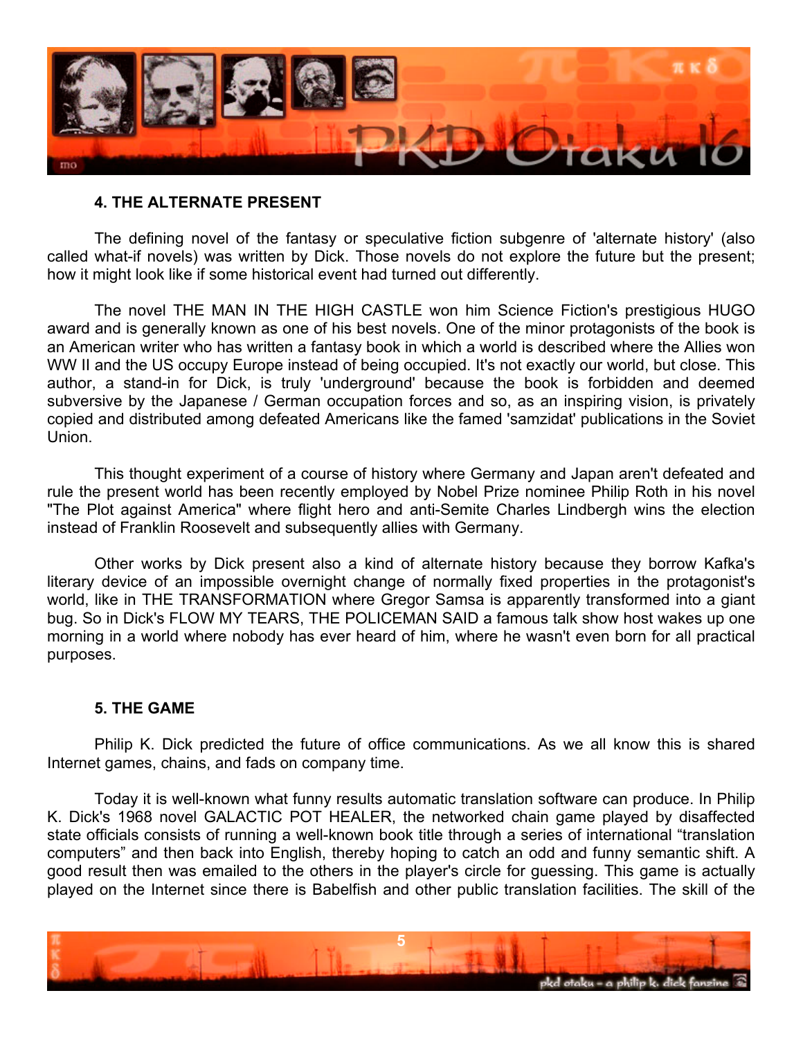### 4. THE ALTERNATE PRESENT

The defining novel of the fantasy or speculative fiction subgenre of 'alternate history' (also called what-if novels) was written by Dick. Those novels do not explore the future but the present; how it might look like if some historical event had turned out differently.

The novel THE MAN IN THE HIGH CASTLE won him Science Fiction's prestigious HUGO award and is generally known as one of his best novels. One of the minor protagonists of the book is an American writer who has written a fantasy book in which a world is described where the Allies won WW II and the US occupy Europe instead of being occupied. It's not exactly our world, but close. This author, a stand-in for Dick, is truly 'underground' because the book is forbidden and deemed subversive by the Japanese / German occupation forces and so, as an inspiring vision, is privately copied and distributed among defeated Americans like the famed 'samzidat' publications in the Soviet Union.

This thought experiment of a course of history where Germany and Japan aren't defeated and rule the present world has been recently employed by Nobel Prize nominee Philip Roth in his novel "The Plot against America" where flight hero and anti-Semite Charles Lindbergh wins the election instead of Franklin Roosevelt and subsequently allies with Germany.

Other works by Dick present also a kind of alternate history because they borrow Kafka's literary device of an impossible overnight change of normally fixed properties in the protagonist's world, like in THE TRANSFORMATION where Gregor Samsa is apparently transformed into a giant bug. So in Dick's FLOW MY TEARS, THE POLICEMAN SAID a famous talk show host wakes up one morning in a world where nobody has ever heard of him, where he wasn't even born for all practical purposes.

### 5. THE GAME

Philip K. Dick predicted the future of office communications. As we all know this is shared Internet games, chains, and fads on company time.

Today it is well-known what funny results automatic translation software can produce. In Philip K. Dick's 1968 novel GALACTIC POT HEALER, the networked chain game played by disaffected state officials consists of running a well-known book title through a series of international “translation computers” and then back into English, thereby hoping to catch an odd and funny semantic shift. A good result then was emailed to the others in the player's circle for guessing. This game is actually played on the Internet since there is Babelfish and other public translation facilities. The skill of the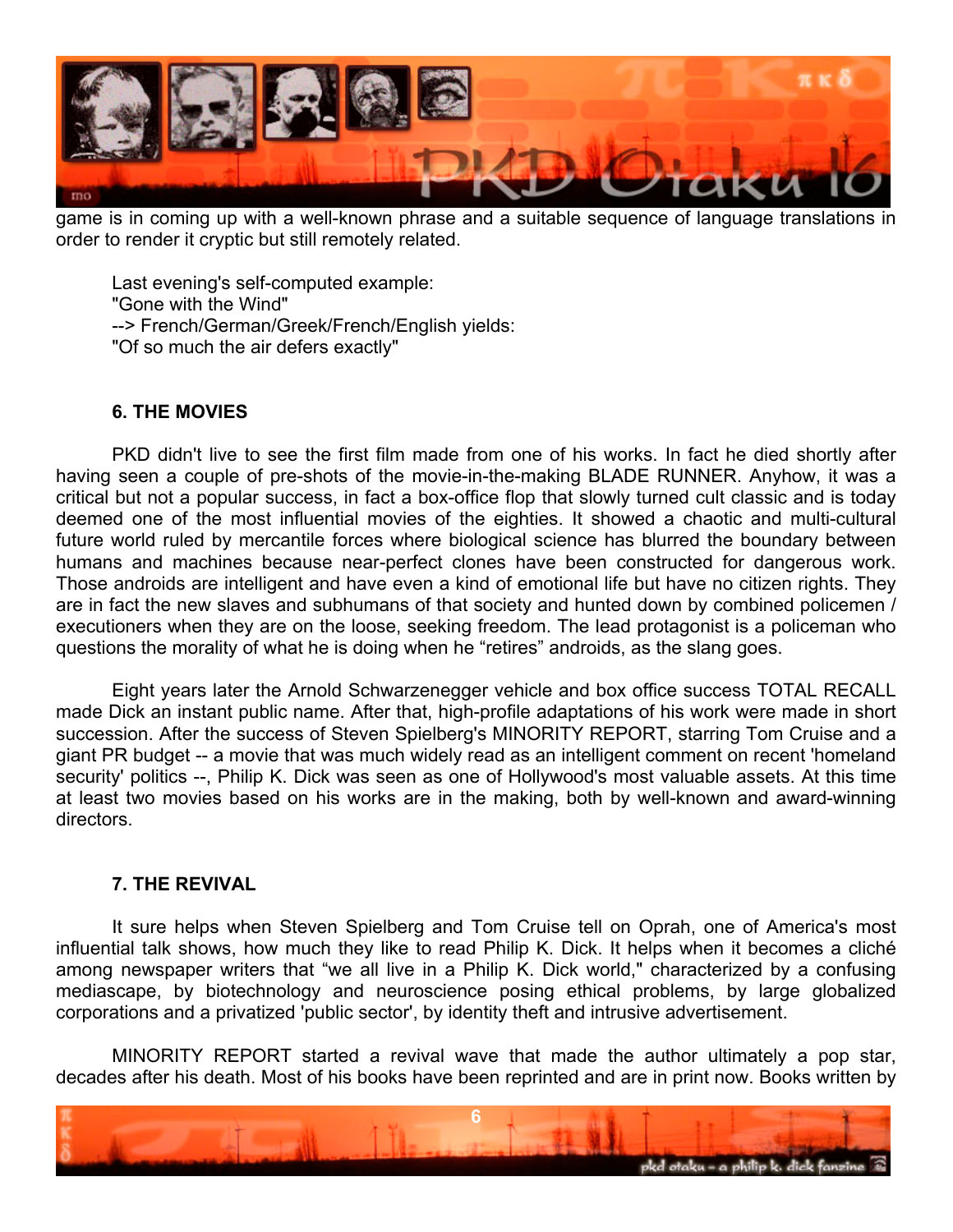game is in coming up with a well-known phrase and a suitable sequence of language translations in order to render it cryptic but still remotely related.

> Last evening's self-computed example:
> "Gone with the Wind"
> --> French/German/Greek/French/English yields:
> "Of so much the air defers exactly"

### 6. THE MOVIES

PKD didn't live to see the first film made from one of his works. In fact he died shortly after having seen a couple of pre-shots of the movie-in-the-making BLADE RUNNER. Anyhow, it was a critical but not a popular success, in fact a box-office flop that slowly turned cult classic and is today deemed one of the most influential movies of the eighties. It showed a chaotic and multi-cultural future world ruled by mercantile forces where biological science has blurred the boundary between humans and machines because near-perfect clones have been constructed for dangerous work. Those androids are intelligent and have even a kind of emotional life but have no citizen rights. They are in fact the new slaves and subhumans of that society and hunted down by combined policemen / executioners when they are on the loose, seeking freedom. The lead protagonist is a policeman who questions the morality of what he is doing when he "retires" androids, as the slang goes.

Eight years later the Arnold Schwarzenegger vehicle and box office success TOTAL RECALL made Dick an instant public name. After that, high-profile adaptations of his work were made in short succession. After the success of Steven Spielberg's MINORITY REPORT, starring Tom Cruise and a giant PR budget -- a movie that was much widely read as an intelligent comment on recent 'homeland security' politics --, Philip K. Dick was seen as one of Hollywood's most valuable assets. At this time at least two movies based on his works are in the making, both by well-known and award-winning directors.

### 7. THE REVIVAL

It sure helps when Steven Spielberg and Tom Cruise tell on Oprah, one of America's most influential talk shows, how much they like to read Philip K. Dick. It helps when it becomes a cliché among newspaper writers that "we all live in a Philip K. Dick world," characterized by a confusing mediascape, by biotechnology and neuroscience posing ethical problems, by large globalized corporations and a privatized 'public sector', by identity theft and intrusive advertisement.

MINORITY REPORT started a revival wave that made the author ultimately a pop star, decades after his death. Most of his books have been reprinted and are in print now. Books written by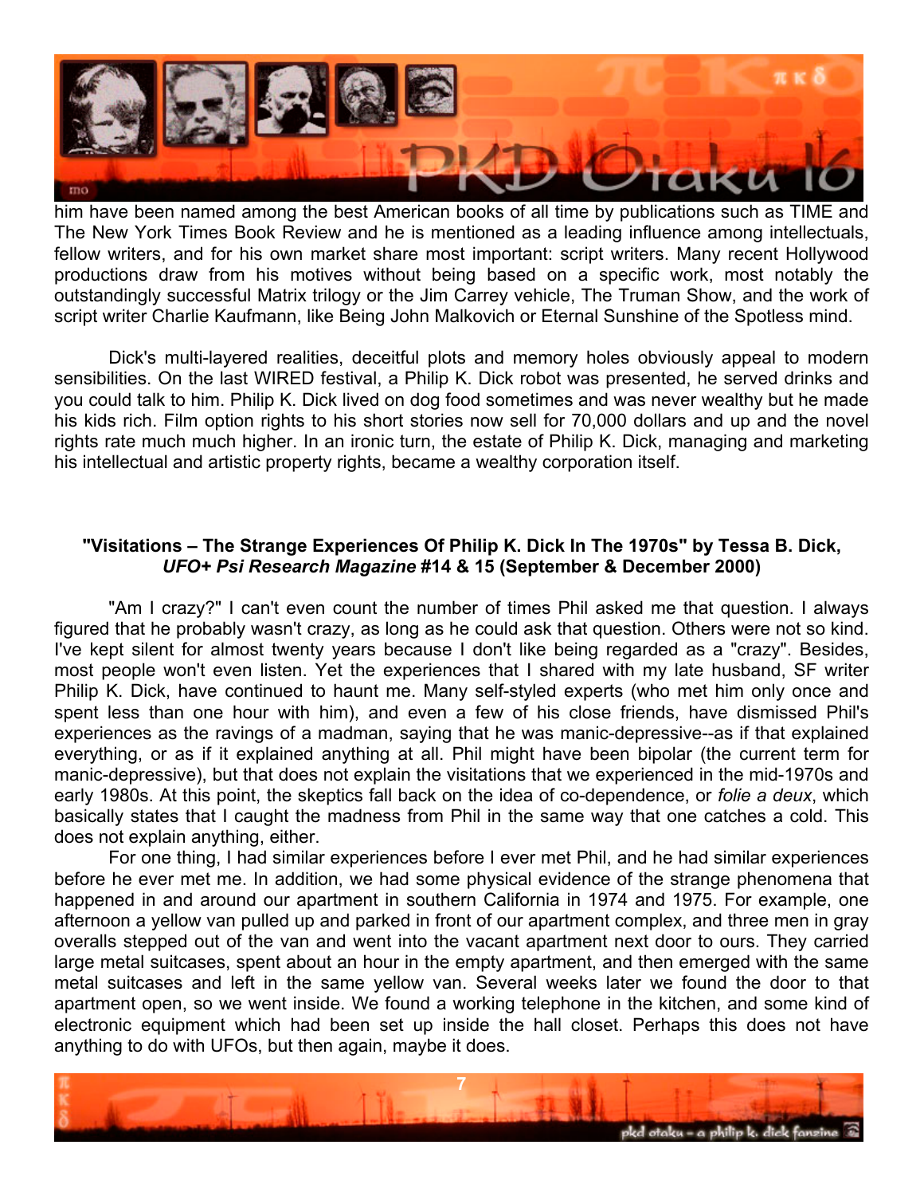him have been named among the best American books of all time by publications such as TIME and The New York Times Book Review and he is mentioned as a leading influence among intellectuals, fellow writers, and for his own market share most important: script writers. Many recent Hollywood productions draw from his motives without being based on a specific work, most notably the outstandingly successful Matrix trilogy or the Jim Carrey vehicle, The Truman Show, and the work of script writer Charlie Kaufmann, like Being John Malkovich or Eternal Sunshine of the Spotless mind.

Dick's multi-layered realities, deceitful plots and memory holes obviously appeal to modern sensibilities. On the last WIRED festival, a Philip K. Dick robot was presented, he served drinks and you could talk to him. Philip K. Dick lived on dog food sometimes and was never wealthy but he made his kids rich. Film option rights to his short stories now sell for 70,000 dollars and up and the novel rights rate much much higher. In an ironic turn, the estate of Philip K. Dick, managing and marketing his intellectual and artistic property rights, became a wealthy corporation itself.

**"Visitations – The Strange Experiences Of Philip K. Dick In The 1970s" by Tessa B. Dick, *UFO+ Psi Research Magazine* #14 & 15 (September & December 2000)**

"Am I crazy?" I can't even count the number of times Phil asked me that question. I always figured that he probably wasn't crazy, as long as he could ask that question. Others were not so kind. I've kept silent for almost twenty years because I don't like being regarded as a "crazy". Besides, most people won't even listen. Yet the experiences that I shared with my late husband, SF writer Philip K. Dick, have continued to haunt me. Many self-styled experts (who met him only once and spent less than one hour with him), and even a few of his close friends, have dismissed Phil's experiences as the ravings of a madman, saying that he was manic-depressive--as if that explained everything, or as if it explained anything at all. Phil might have been bipolar (the current term for manic-depressive), but that does not explain the visitations that we experienced in the mid-1970s and early 1980s. At this point, the skeptics fall back on the idea of co-dependence, or *folie a deux*, which basically states that I caught the madness from Phil in the same way that one catches a cold. This does not explain anything, either.

For one thing, I had similar experiences before I ever met Phil, and he had similar experiences before he ever met me. In addition, we had some physical evidence of the strange phenomena that happened in and around our apartment in southern California in 1974 and 1975. For example, one afternoon a yellow van pulled up and parked in front of our apartment complex, and three men in gray overalls stepped out of the van and went into the vacant apartment next door to ours. They carried large metal suitcases, spent about an hour in the empty apartment, and then emerged with the same metal suitcases and left in the same yellow van. Several weeks later we found the door to that apartment open, so we went inside. We found a working telephone in the kitchen, and some kind of electronic equipment which had been set up inside the hall closet. Perhaps this does not have anything to do with UFOs, but then again, maybe it does.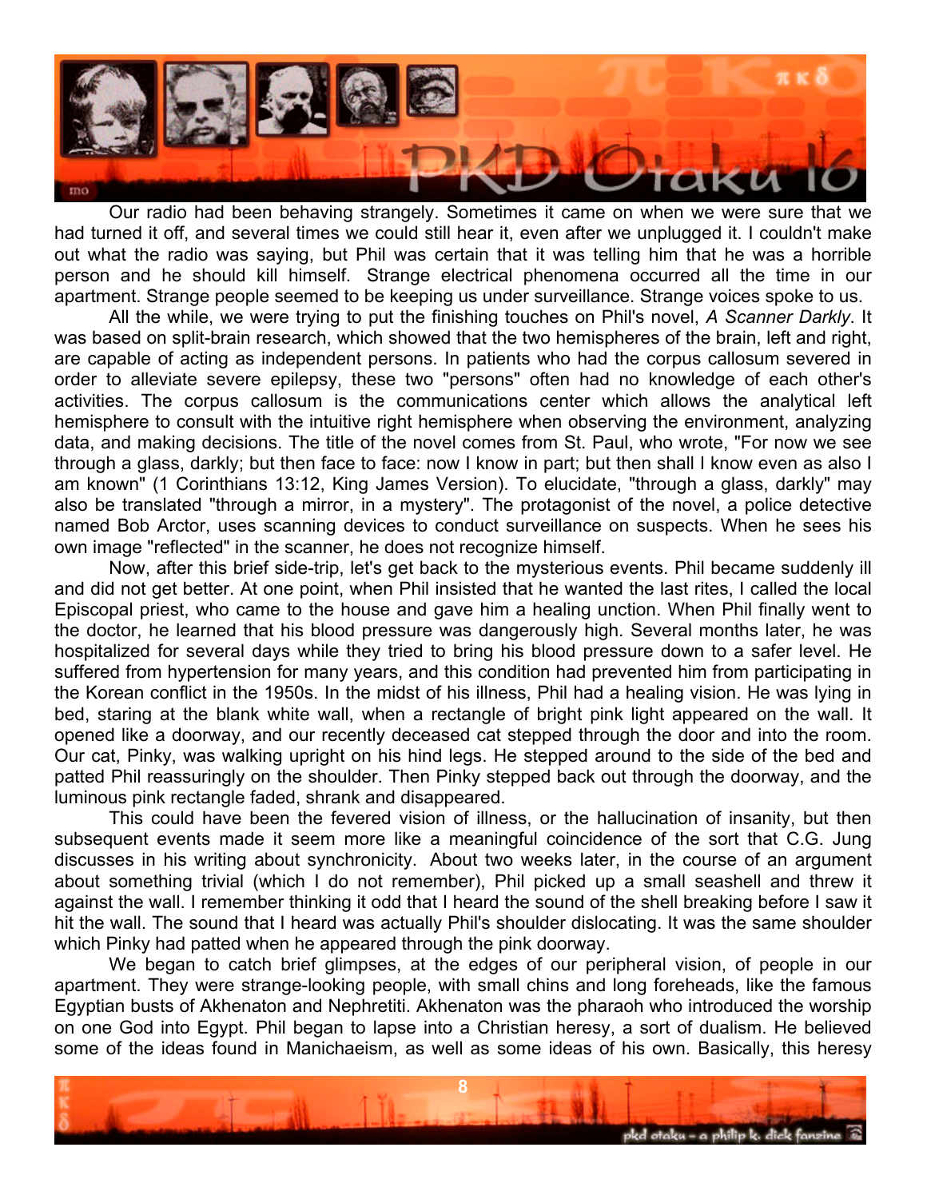Our radio had been behaving strangely. Sometimes it came on when we were sure that we had turned it off, and several times we could still hear it, even after we unplugged it. I couldn't make out what the radio was saying, but Phil was certain that it was telling him that he was a horrible person and he should kill himself. Strange electrical phenomena occurred all the time in our apartment. Strange people seemed to be keeping us under surveillance. Strange voices spoke to us.

All the while, we were trying to put the finishing touches on Phil's novel, *A Scanner Darkly*. It was based on split-brain research, which showed that the two hemispheres of the brain, left and right, are capable of acting as independent persons. In patients who had the corpus callosum severed in order to alleviate severe epilepsy, these two "persons" often had no knowledge of each other's activities. The corpus callosum is the communications center which allows the analytical left hemisphere to consult with the intuitive right hemisphere when observing the environment, analyzing data, and making decisions. The title of the novel comes from St. Paul, who wrote, "For now we see through a glass, darkly; but then face to face: now I know in part; but then shall I know even as also I am known" (1 Corinthians 13:12, King James Version). To elucidate, "through a glass, darkly" may also be translated "through a mirror, in a mystery". The protagonist of the novel, a police detective named Bob Arctor, uses scanning devices to conduct surveillance on suspects. When he sees his own image "reflected" in the scanner, he does not recognize himself.

Now, after this brief side-trip, let's get back to the mysterious events. Phil became suddenly ill and did not get better. At one point, when Phil insisted that he wanted the last rites, I called the local Episcopal priest, who came to the house and gave him a healing unction. When Phil finally went to the doctor, he learned that his blood pressure was dangerously high. Several months later, he was hospitalized for several days while they tried to bring his blood pressure down to a safer level. He suffered from hypertension for many years, and this condition had prevented him from participating in the Korean conflict in the 1950s. In the midst of his illness, Phil had a healing vision. He was lying in bed, staring at the blank white wall, when a rectangle of bright pink light appeared on the wall. It opened like a doorway, and our recently deceased cat stepped through the door and into the room. Our cat, Pinky, was walking upright on his hind legs. He stepped around to the side of the bed and patted Phil reassuringly on the shoulder. Then Pinky stepped back out through the doorway, and the luminous pink rectangle faded, shrank and disappeared.

This could have been the fevered vision of illness, or the hallucination of insanity, but then subsequent events made it seem more like a meaningful coincidence of the sort that C.G. Jung discusses in his writing about synchronicity. About two weeks later, in the course of an argument about something trivial (which I do not remember), Phil picked up a small seashell and threw it against the wall. I remember thinking it odd that I heard the sound of the shell breaking before I saw it hit the wall. The sound that I heard was actually Phil's shoulder dislocating. It was the same shoulder which Pinky had patted when he appeared through the pink doorway.

We began to catch brief glimpses, at the edges of our peripheral vision, of people in our apartment. They were strange-looking people, with small chins and long foreheads, like the famous Egyptian busts of Akhenaton and Nephretiti. Akhenaton was the pharaoh who introduced the worship on one God into Egypt. Phil began to lapse into a Christian heresy, a sort of dualism. He believed some of the ideas found in Manichaeism, as well as some ideas of his own. Basically, this heresy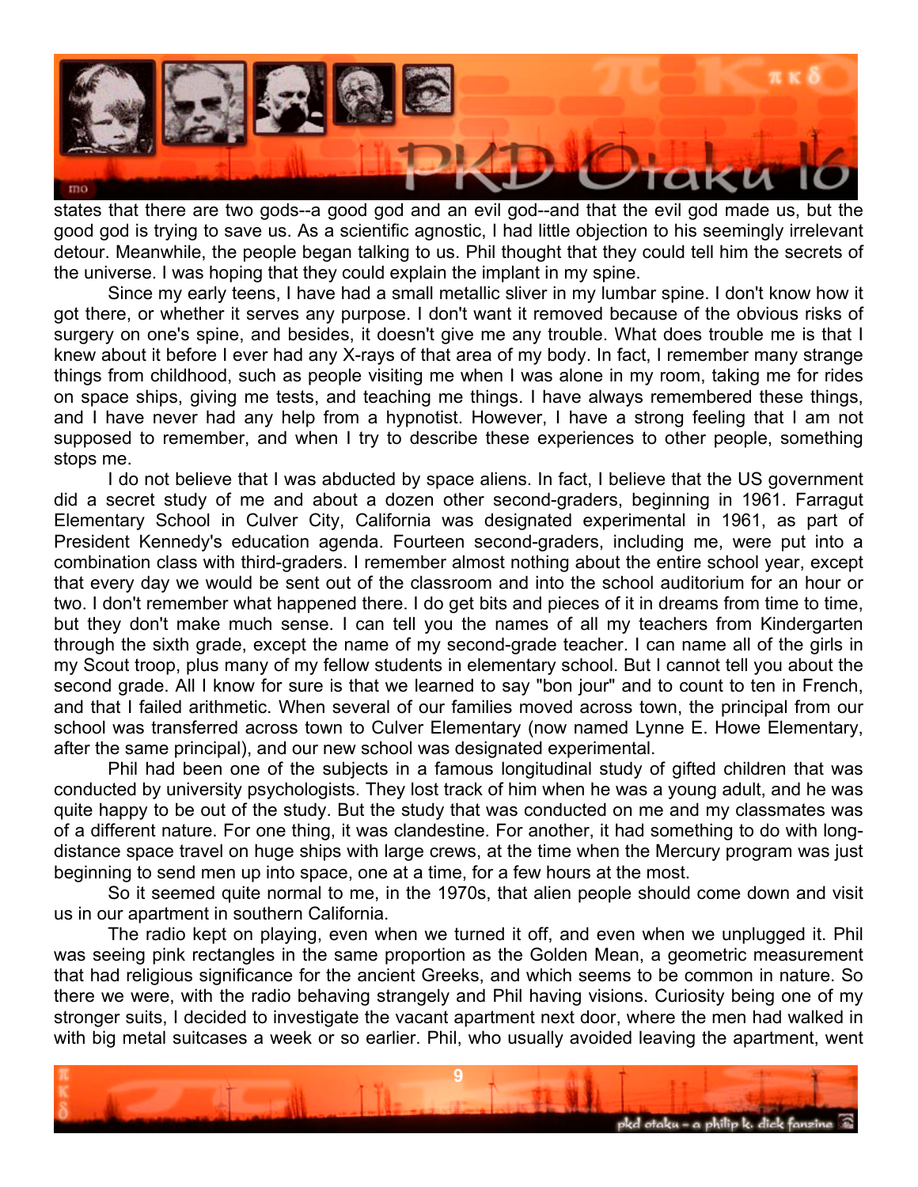states that there are two gods--a good god and an evil god--and that the evil god made us, but the good god is trying to save us. As a scientific agnostic, I had little objection to his seemingly irrelevant detour. Meanwhile, the people began talking to us. Phil thought that they could tell him the secrets of the universe. I was hoping that they could explain the implant in my spine.

Since my early teens, I have had a small metallic sliver in my lumbar spine. I don't know how it got there, or whether it serves any purpose. I don't want it removed because of the obvious risks of surgery on one's spine, and besides, it doesn't give me any trouble. What does trouble me is that I knew about it before I ever had any X-rays of that area of my body. In fact, I remember many strange things from childhood, such as people visiting me when I was alone in my room, taking me for rides on space ships, giving me tests, and teaching me things. I have always remembered these things, and I have never had any help from a hypnotist. However, I have a strong feeling that I am not supposed to remember, and when I try to describe these experiences to other people, something stops me.

I do not believe that I was abducted by space aliens. In fact, I believe that the US government did a secret study of me and about a dozen other second-graders, beginning in 1961. Farragut Elementary School in Culver City, California was designated experimental in 1961, as part of President Kennedy's education agenda. Fourteen second-graders, including me, were put into a combination class with third-graders. I remember almost nothing about the entire school year, except that every day we would be sent out of the classroom and into the school auditorium for an hour or two. I don't remember what happened there. I do get bits and pieces of it in dreams from time to time, but they don't make much sense. I can tell you the names of all my teachers from Kindergarten through the sixth grade, except the name of my second-grade teacher. I can name all of the girls in my Scout troop, plus many of my fellow students in elementary school. But I cannot tell you about the second grade. All I know for sure is that we learned to say "bon jour" and to count to ten in French, and that I failed arithmetic. When several of our families moved across town, the principal from our school was transferred across town to Culver Elementary (now named Lynne E. Howe Elementary, after the same principal), and our new school was designated experimental.

Phil had been one of the subjects in a famous longitudinal study of gifted children that was conducted by university psychologists. They lost track of him when he was a young adult, and he was quite happy to be out of the study. But the study that was conducted on me and my classmates was of a different nature. For one thing, it was clandestine. For another, it had something to do with long-distance space travel on huge ships with large crews, at the time when the Mercury program was just beginning to send men up into space, one at a time, for a few hours at the most.

So it seemed quite normal to me, in the 1970s, that alien people should come down and visit us in our apartment in southern California.

The radio kept on playing, even when we turned it off, and even when we unplugged it. Phil was seeing pink rectangles in the same proportion as the Golden Mean, a geometric measurement that had religious significance for the ancient Greeks, and which seems to be common in nature. So there we were, with the radio behaving strangely and Phil having visions. Curiosity being one of my stronger suits, I decided to investigate the vacant apartment next door, where the men had walked in with big metal suitcases a week or so earlier. Phil, who usually avoided leaving the apartment, went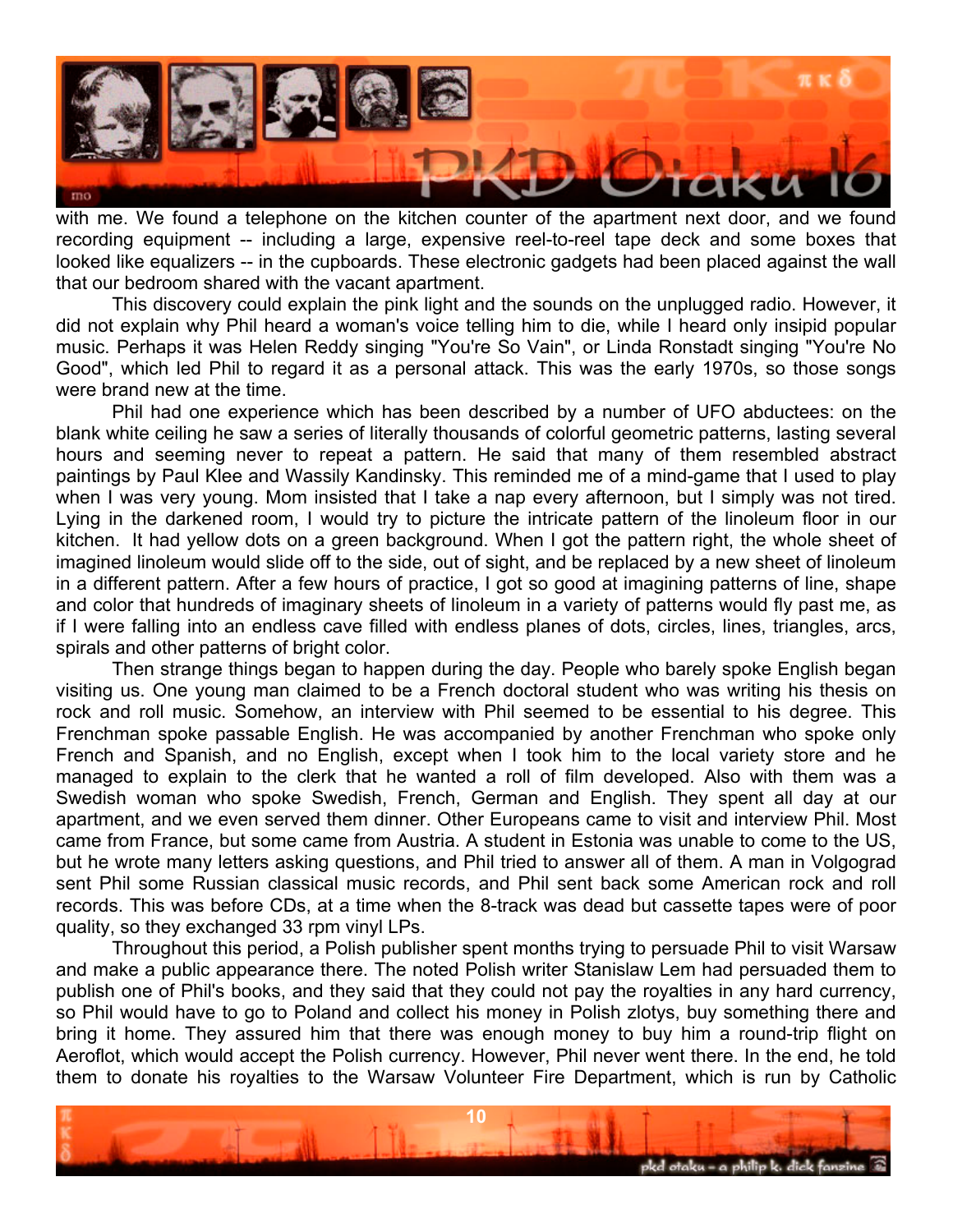with me. We found a telephone on the kitchen counter of the apartment next door, and we found recording equipment -- including a large, expensive reel-to-reel tape deck and some boxes that looked like equalizers -- in the cupboards. These electronic gadgets had been placed against the wall that our bedroom shared with the vacant apartment.

This discovery could explain the pink light and the sounds on the unplugged radio. However, it did not explain why Phil heard a woman's voice telling him to die, while I heard only insipid popular music. Perhaps it was Helen Reddy singing "You're So Vain", or Linda Ronstadt singing "You're No Good", which led Phil to regard it as a personal attack. This was the early 1970s, so those songs were brand new at the time.

Phil had one experience which has been described by a number of UFO abductees: on the blank white ceiling he saw a series of literally thousands of colorful geometric patterns, lasting several hours and seeming never to repeat a pattern. He said that many of them resembled abstract paintings by Paul Klee and Wassily Kandinsky. This reminded me of a mind-game that I used to play when I was very young. Mom insisted that I take a nap every afternoon, but I simply was not tired. Lying in the darkened room, I would try to picture the intricate pattern of the linoleum floor in our kitchen. It had yellow dots on a green background. When I got the pattern right, the whole sheet of imagined linoleum would slide off to the side, out of sight, and be replaced by a new sheet of linoleum in a different pattern. After a few hours of practice, I got so good at imagining patterns of line, shape and color that hundreds of imaginary sheets of linoleum in a variety of patterns would fly past me, as if I were falling into an endless cave filled with endless planes of dots, circles, lines, triangles, arcs, spirals and other patterns of bright color.

Then strange things began to happen during the day. People who barely spoke English began visiting us. One young man claimed to be a French doctoral student who was writing his thesis on rock and roll music. Somehow, an interview with Phil seemed to be essential to his degree. This Frenchman spoke passable English. He was accompanied by another Frenchman who spoke only French and Spanish, and no English, except when I took him to the local variety store and he managed to explain to the clerk that he wanted a roll of film developed. Also with them was a Swedish woman who spoke Swedish, French, German and English. They spent all day at our apartment, and we even served them dinner. Other Europeans came to visit and interview Phil. Most came from France, but some came from Austria. A student in Estonia was unable to come to the US, but he wrote many letters asking questions, and Phil tried to answer all of them. A man in Volgograd sent Phil some Russian classical music records, and Phil sent back some American rock and roll records. This was before CDs, at a time when the 8-track was dead but cassette tapes were of poor quality, so they exchanged 33 rpm vinyl LPs.

Throughout this period, a Polish publisher spent months trying to persuade Phil to visit Warsaw and make a public appearance there. The noted Polish writer Stanislaw Lem had persuaded them to publish one of Phil's books, and they said that they could not pay the royalties in any hard currency, so Phil would have to go to Poland and collect his money in Polish zlotys, buy something there and bring it home. They assured him that there was enough money to buy him a round-trip flight on Aeroflot, which would accept the Polish currency. However, Phil never went there. In the end, he told them to donate his royalties to the Warsaw Volunteer Fire Department, which is run by Catholic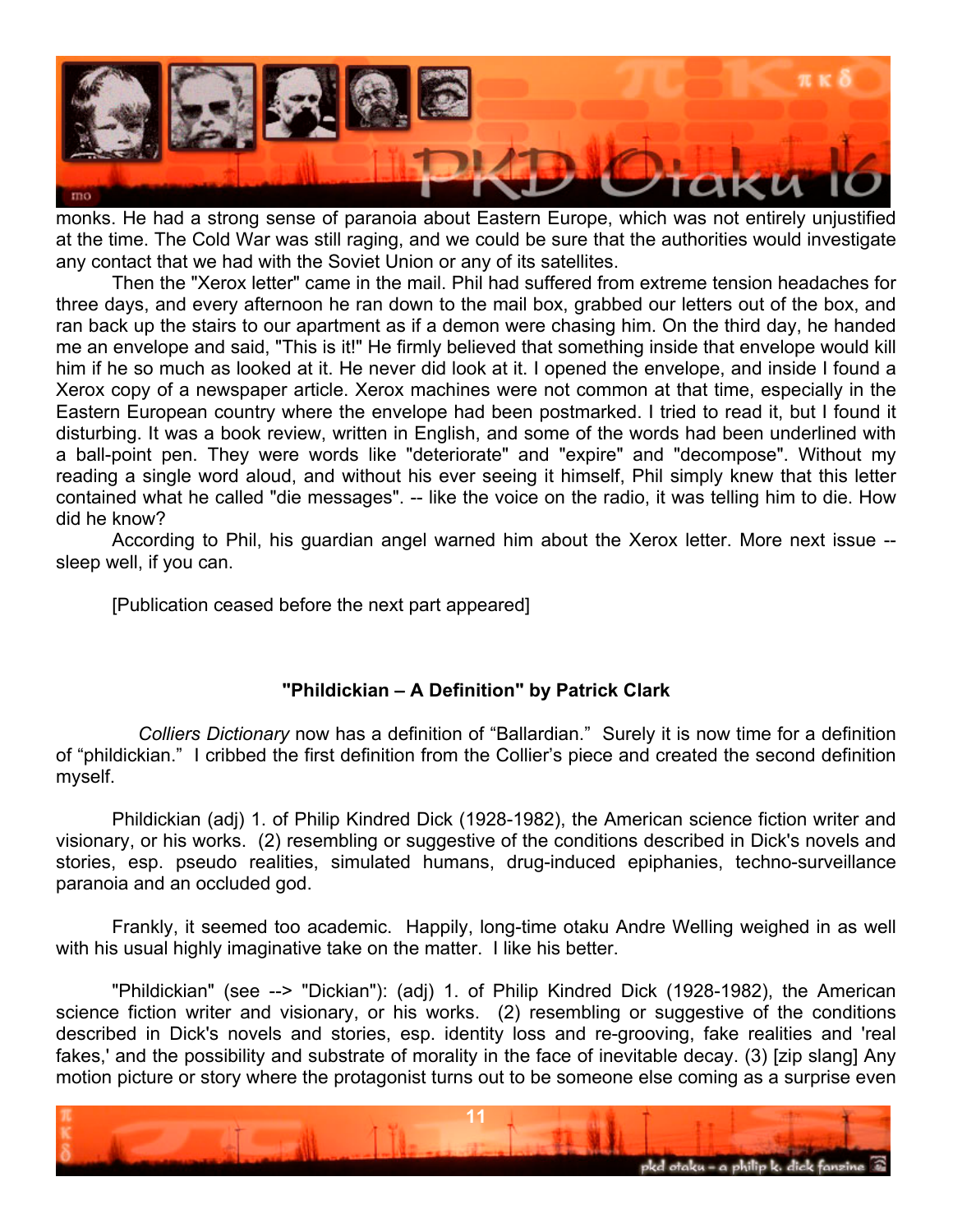monks. He had a strong sense of paranoia about Eastern Europe, which was not entirely unjustified at the time. The Cold War was still raging, and we could be sure that the authorities would investigate any contact that we had with the Soviet Union or any of its satellites.

Then the "Xerox letter" came in the mail. Phil had suffered from extreme tension headaches for three days, and every afternoon he ran down to the mail box, grabbed our letters out of the box, and ran back up the stairs to our apartment as if a demon were chasing him. On the third day, he handed me an envelope and said, "This is it!" He firmly believed that something inside that envelope would kill him if he so much as looked at it. He never did look at it. I opened the envelope, and inside I found a Xerox copy of a newspaper article. Xerox machines were not common at that time, especially in the Eastern European country where the envelope had been postmarked. I tried to read it, but I found it disturbing. It was a book review, written in English, and some of the words had been underlined with a ball-point pen. They were words like "deteriorate" and "expire" and "decompose". Without my reading a single word aloud, and without his ever seeing it himself, Phil simply knew that this letter contained what he called "die messages". -- like the voice on the radio, it was telling him to die. How did he know?

According to Phil, his guardian angel warned him about the Xerox letter. More next issue -- sleep well, if you can.

[Publication ceased before the next part appeared]

### "Phildickian – A Definition" by Patrick Clark

*Colliers Dictionary* now has a definition of "Ballardian." Surely it is now time for a definition of "phildickian." I cribbed the first definition from the Collier's piece and created the second definition myself.

Phildickian (adj) 1. of Philip Kindred Dick (1928-1982), the American science fiction writer and visionary, or his works. (2) resembling or suggestive of the conditions described in Dick's novels and stories, esp. pseudo realities, simulated humans, drug-induced epiphanies, techno-surveillance paranoia and an occluded god.

Frankly, it seemed too academic. Happily, long-time otaku Andre Welling weighed in as well with his usual highly imaginative take on the matter. I like his better.

"Phildickian" (see --> "Dickian"): (adj) 1. of Philip Kindred Dick (1928-1982), the American science fiction writer and visionary, or his works. (2) resembling or suggestive of the conditions described in Dick's novels and stories, esp. identity loss and re-grooving, fake realities and 'real fakes,' and the possibility and substrate of morality in the face of inevitable decay. (3) [zip slang] Any motion picture or story where the protagonist turns out to be someone else coming as a surprise even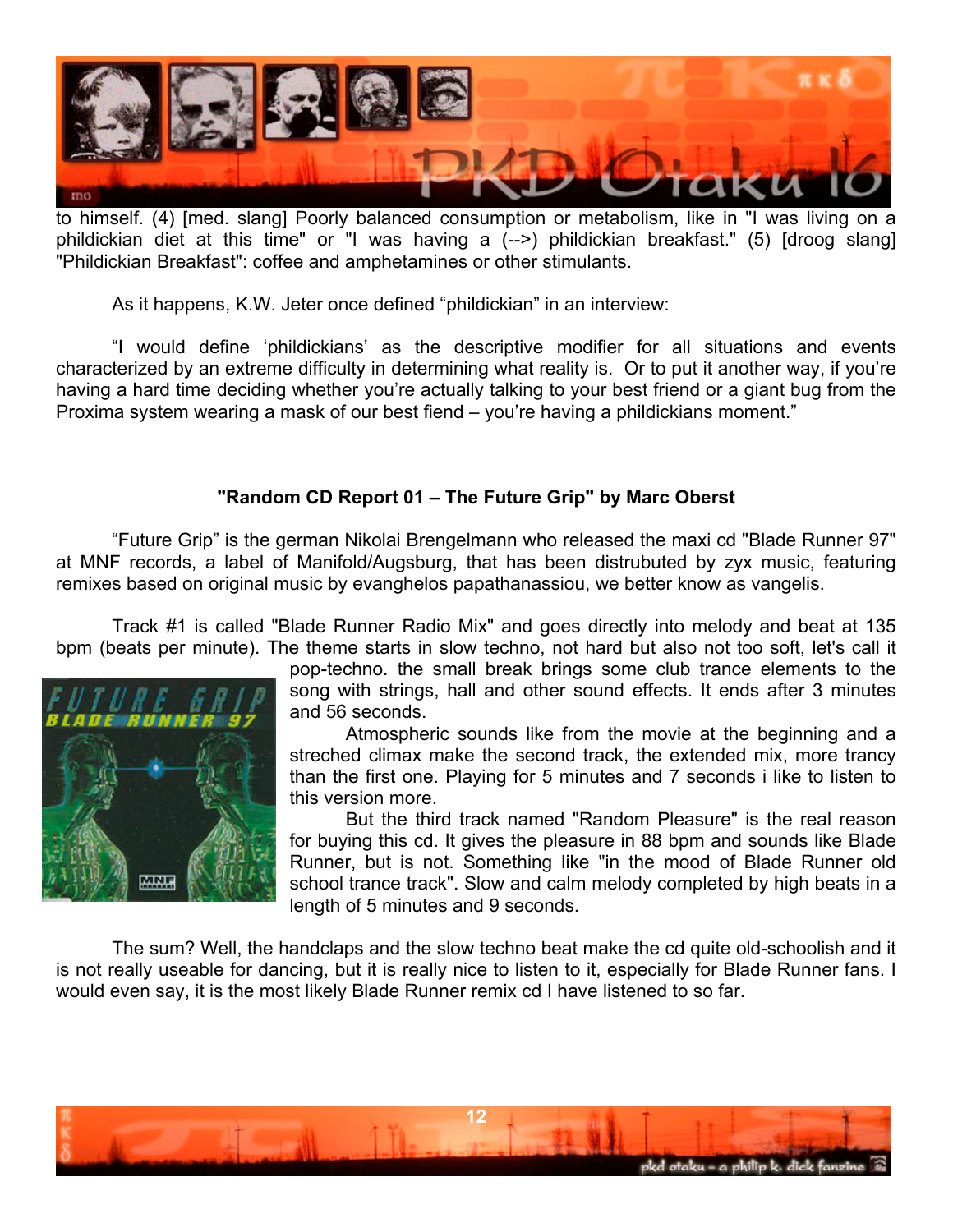to himself. (4) [med. slang] Poorly balanced consumption or metabolism, like in "I was living on a phildickian diet at this time" or "I was having a (-->) phildickian breakfast." (5) [droog slang] "Phildickian Breakfast": coffee and amphetamines or other stimulants.

As it happens, K.W. Jeter once defined “phildickian” in an interview:

“I would define ‘phildickians’ as the descriptive modifier for all situations and events characterized by an extreme difficulty in determining what reality is. Or to put it another way, if you’re having a hard time deciding whether you’re actually talking to your best friend or a giant bug from the Proxima system wearing a mask of our best fiend – you’re having a phildickians moment.”

**"Random CD Report 01 – The Future Grip" by Marc Oberst**

“Future Grip” is the german Nikolai Brengelmann who released the maxi cd "Blade Runner 97" at MNF records, a label of Manifold/Augsburg, that has been distrubuted by zyx music, featuring remixes based on original music by evanghelos papathanassiou, we better know as vangelis.

Track #1 is called "Blade Runner Radio Mix" and goes directly into melody and beat at 135 bpm (beats per minute). The theme starts in slow techno, not hard but also not too soft, let's call it pop-techno. the small break brings some club trance elements to the song with strings, hall and other sound effects. It ends after 3 minutes and 56 seconds.

Atmospheric sounds like from the movie at the beginning and a streched climax make the second track, the extended mix, more trancy than the first one. Playing for 5 minutes and 7 seconds i like to listen to this version more.

But the third track named "Random Pleasure" is the real reason for buying this cd. It gives the pleasure in 88 bpm and sounds like Blade Runner, but is not. Something like "in the mood of Blade Runner old school trance track". Slow and calm melody completed by high beats in a length of 5 minutes and 9 seconds.

The sum? Well, the handclaps and the slow techno beat make the cd quite old-schoolish and it is not really useable for dancing, but it is really nice to listen to it, especially for Blade Runner fans. I would even say, it is the most likely Blade Runner remix cd I have listened to so far.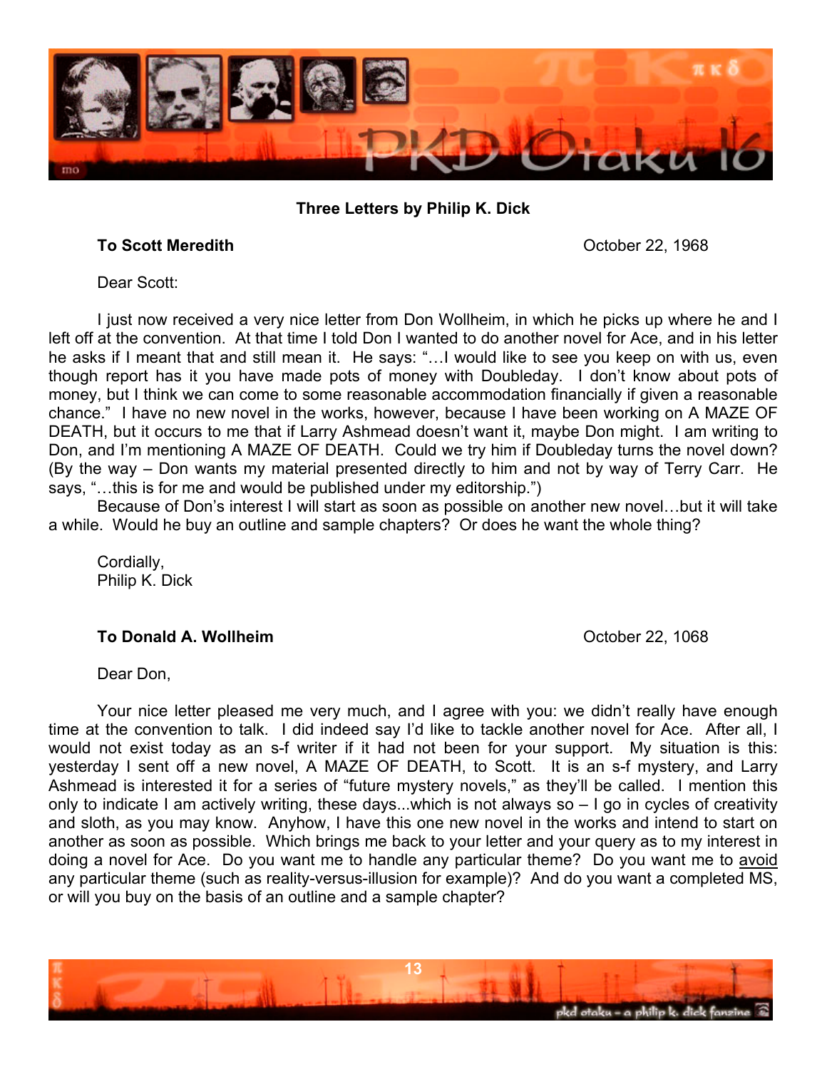**Three Letters by Philip K. Dick**

**To Scott Meredith** October 22, 1968

Dear Scott:

I just now received a very nice letter from Don Wollheim, in which he picks up where he and I left off at the convention. At that time I told Don I wanted to do another novel for Ace, and in his letter he asks if I meant that and still mean it. He says: "…I would like to see you keep on with us, even though report has it you have made pots of money with Doubleday. I don't know about pots of money, but I think we can come to some reasonable accommodation financially if given a reasonable chance." I have no new novel in the works, however, because I have been working on A MAZE OF DEATH, but it occurs to me that if Larry Ashmead doesn't want it, maybe Don might. I am writing to Don, and I'm mentioning A MAZE OF DEATH. Could we try him if Doubleday turns the novel down? (By the way – Don wants my material presented directly to him and not by way of Terry Carr. He says, "…this is for me and would be published under my editorship.")

Because of Don's interest I will start as soon as possible on another new novel…but it will take a while. Would he buy an outline and sample chapters? Or does he want the whole thing?

Cordially,
Philip K. Dick

**To Donald A. Wollheim** October 22, 1068

Dear Don,

Your nice letter pleased me very much, and I agree with you: we didn't really have enough time at the convention to talk. I did indeed say I'd like to tackle another novel for Ace. After all, I would not exist today as an s-f writer if it had not been for your support. My situation is this: yesterday I sent off a new novel, A MAZE OF DEATH, to Scott. It is an s-f mystery, and Larry Ashmead is interested it for a series of "future mystery novels," as they'll be called. I mention this only to indicate I am actively writing, these days...which is not always so – I go in cycles of creativity and sloth, as you may know. Anyhow, I have this one new novel in the works and intend to start on another as soon as possible. Which brings me back to your letter and your query as to my interest in doing a novel for Ace. Do you want me to handle any particular theme? Do you want me to <u>avoid</u> any particular theme (such as reality-versus-illusion for example)? And do you want a completed MS, or will you buy on the basis of an outline and a sample chapter?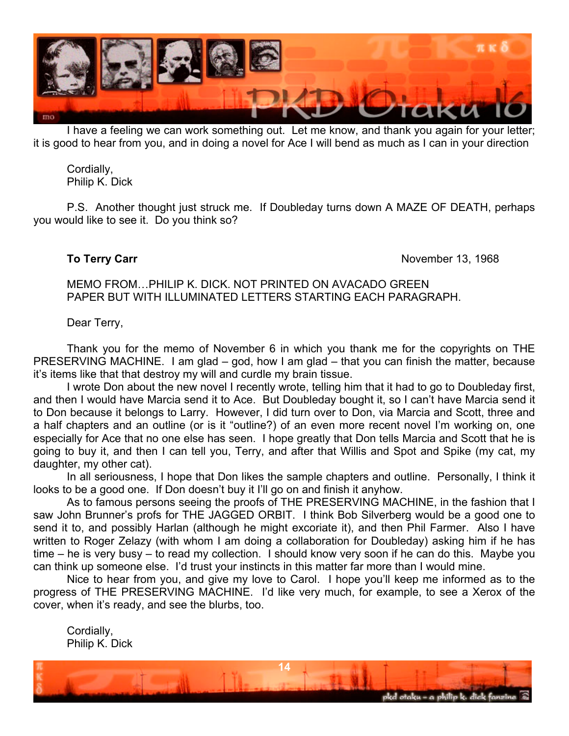I have a feeling we can work something out. Let me know, and thank you again for your letter; it is good to hear from you, and in doing a novel for Ace I will bend as much as I can in your direction

Cordially,
Philip K. Dick

P.S. Another thought just struck me. If Doubleday turns down A MAZE OF DEATH, perhaps you would like to see it. Do you think so?

**To Terry Carr** November 13, 1968

MEMO FROM…PHILIP K. DICK. NOT PRINTED ON AVACADO GREEN PAPER BUT WITH ILLUMINATED LETTERS STARTING EACH PARAGRAPH.

Dear Terry,

Thank you for the memo of November 6 in which you thank me for the copyrights on THE PRESERVING MACHINE. I am glad – god, how I am glad – that you can finish the matter, because it's items like that that destroy my will and curdle my brain tissue.

I wrote Don about the new novel I recently wrote, telling him that it had to go to Doubleday first, and then I would have Marcia send it to Ace. But Doubleday bought it, so I can't have Marcia send it to Don because it belongs to Larry. However, I did turn over to Don, via Marcia and Scott, three and a half chapters and an outline (or is it "outline?) of an even more recent novel I'm working on, one especially for Ace that no one else has seen. I hope greatly that Don tells Marcia and Scott that he is going to buy it, and then I can tell you, Terry, and after that Willis and Spot and Spike (my cat, my daughter, my other cat).

In all seriousness, I hope that Don likes the sample chapters and outline. Personally, I think it looks to be a good one. If Don doesn't buy it I'll go on and finish it anyhow.

As to famous persons seeing the proofs of THE PRESERVING MACHINE, in the fashion that I saw John Brunner's profs for THE JAGGED ORBIT. I think Bob Silverberg would be a good one to send it to, and possibly Harlan (although he might excoriate it), and then Phil Farmer. Also I have written to Roger Zelazy (with whom I am doing a collaboration for Doubleday) asking him if he has time – he is very busy – to read my collection. I should know very soon if he can do this. Maybe you can think up someone else. I'd trust your instincts in this matter far more than I would mine.

Nice to hear from you, and give my love to Carol. I hope you'll keep me informed as to the progress of THE PRESERVING MACHINE. I'd like very much, for example, to see a Xerox of the cover, when it's ready, and see the blurbs, too.

Cordially,
Philip K. Dick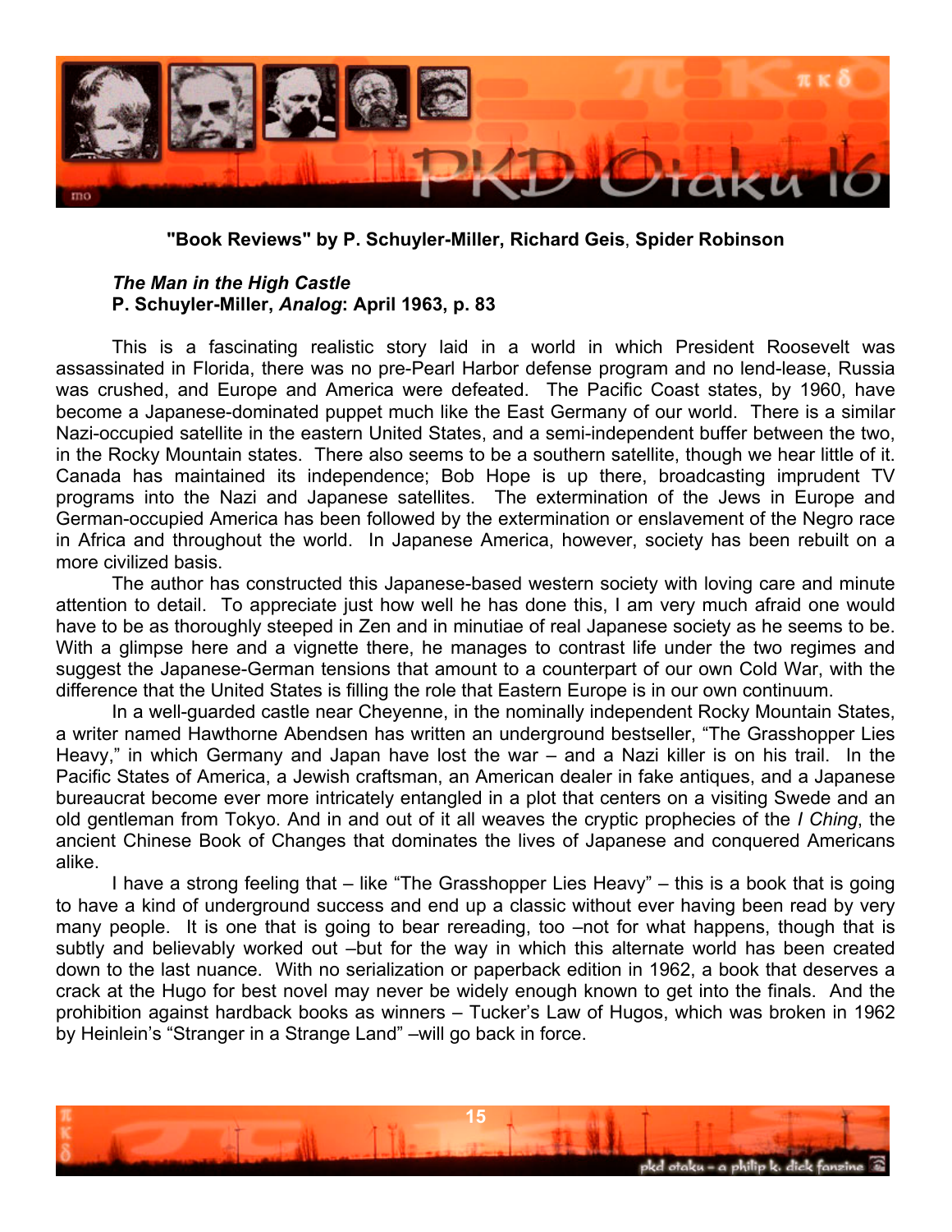**"Book Reviews" by P. Schuyler-Miller, Richard Geis, Spider Robinson**

***The Man in the High Castle***
**P. Schuyler-Miller, *Analog*: April 1963, p. 83**

This is a fascinating realistic story laid in a world in which President Roosevelt was assassinated in Florida, there was no pre-Pearl Harbor defense program and no lend-lease, Russia was crushed, and Europe and America were defeated. The Pacific Coast states, by 1960, have become a Japanese-dominated puppet much like the East Germany of our world. There is a similar Nazi-occupied satellite in the eastern United States, and a semi-independent buffer between the two, in the Rocky Mountain states. There also seems to be a southern satellite, though we hear little of it. Canada has maintained its independence; Bob Hope is up there, broadcasting imprudent TV programs into the Nazi and Japanese satellites. The extermination of the Jews in Europe and German-occupied America has been followed by the extermination or enslavement of the Negro race in Africa and throughout the world. In Japanese America, however, society has been rebuilt on a more civilized basis.

The author has constructed this Japanese-based western society with loving care and minute attention to detail. To appreciate just how well he has done this, I am very much afraid one would have to be as thoroughly steeped in Zen and in minutiae of real Japanese society as he seems to be. With a glimpse here and a vignette there, he manages to contrast life under the two regimes and suggest the Japanese-German tensions that amount to a counterpart of our own Cold War, with the difference that the United States is filling the role that Eastern Europe is in our own continuum.

In a well-guarded castle near Cheyenne, in the nominally independent Rocky Mountain States, a writer named Hawthorne Abendsen has written an underground bestseller, "The Grasshopper Lies Heavy," in which Germany and Japan have lost the war – and a Nazi killer is on his trail. In the Pacific States of America, a Jewish craftsman, an American dealer in fake antiques, and a Japanese bureaucrat become ever more intricately entangled in a plot that centers on a visiting Swede and an old gentleman from Tokyo. And in and out of it all weaves the cryptic prophecies of the *I Ching*, the ancient Chinese Book of Changes that dominates the lives of Japanese and conquered Americans alike.

I have a strong feeling that – like "The Grasshopper Lies Heavy" – this is a book that is going to have a kind of underground success and end up a classic without ever having been read by very many people. It is one that is going to bear rereading, too –not for what happens, though that is subtly and believably worked out –but for the way in which this alternate world has been created down to the last nuance. With no serialization or paperback edition in 1962, a book that deserves a crack at the Hugo for best novel may never be widely enough known to get into the finals. And the prohibition against hardback books as winners – Tucker's Law of Hugos, which was broken in 1962 by Heinlein's "Stranger in a Strange Land" –will go back in force.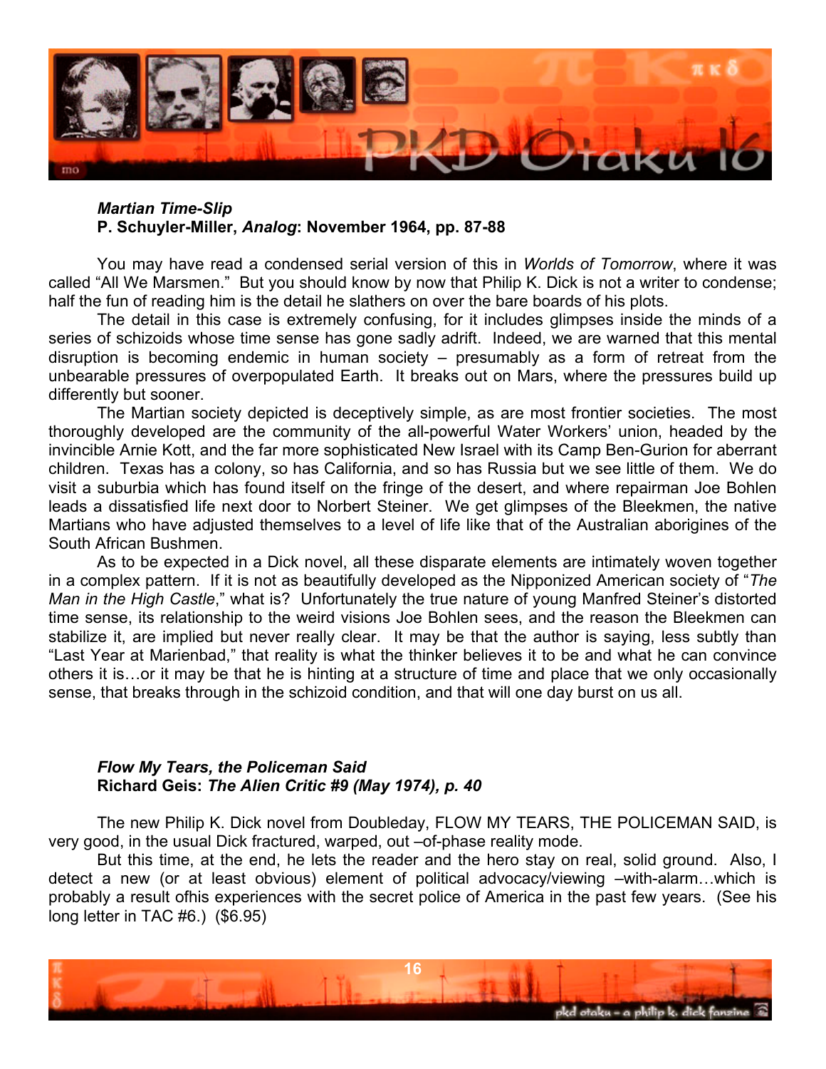***Martian Time-Slip***
**P. Schuyler-Miller, *Analog*: November 1964, pp. 87-88**

You may have read a condensed serial version of this in *Worlds of Tomorrow*, where it was called "All We Marsmen." But you should know by now that Philip K. Dick is not a writer to condense; half the fun of reading him is the detail he slathers on over the bare boards of his plots.

The detail in this case is extremely confusing, for it includes glimpses inside the minds of a series of schizoids whose time sense has gone sadly adrift. Indeed, we are warned that this mental disruption is becoming endemic in human society – presumably as a form of retreat from the unbearable pressures of overpopulated Earth. It breaks out on Mars, where the pressures build up differently but sooner.

The Martian society depicted is deceptively simple, as are most frontier societies. The most thoroughly developed are the community of the all-powerful Water Workers' union, headed by the invincible Arnie Kott, and the far more sophisticated New Israel with its Camp Ben-Gurion for aberrant children. Texas has a colony, so has California, and so has Russia but we see little of them. We do visit a suburbia which has found itself on the fringe of the desert, and where repairman Joe Bohlen leads a dissatisfied life next door to Norbert Steiner. We get glimpses of the Bleekmen, the native Martians who have adjusted themselves to a level of life like that of the Australian aborigines of the South African Bushmen.

As to be expected in a Dick novel, all these disparate elements are intimately woven together in a complex pattern. If it is not as beautifully developed as the Nipponized American society of "*The Man in the High Castle*," what is? Unfortunately the true nature of young Manfred Steiner's distorted time sense, its relationship to the weird visions Joe Bohlen sees, and the reason the Bleekmen can stabilize it, are implied but never really clear. It may be that the author is saying, less subtly than "Last Year at Marienbad," that reality is what the thinker believes it to be and what he can convince others it is…or it may be that he is hinting at a structure of time and place that we only occasionally sense, that breaks through in the schizoid condition, and that will one day burst on us all.

***Flow My Tears, the Policeman Said***
**Richard Geis: *The Alien Critic #9 (May 1974), p. 40***

The new Philip K. Dick novel from Doubleday, FLOW MY TEARS, THE POLICEMAN SAID, is very good, in the usual Dick fractured, warped, out –of-phase reality mode.

But this time, at the end, he lets the reader and the hero stay on real, solid ground. Also, I detect a new (or at least obvious) element of political advocacy/viewing –with-alarm…which is probably a result ofhis experiences with the secret police of America in the past few years. (See his long letter in TAC #6.) ($6.95)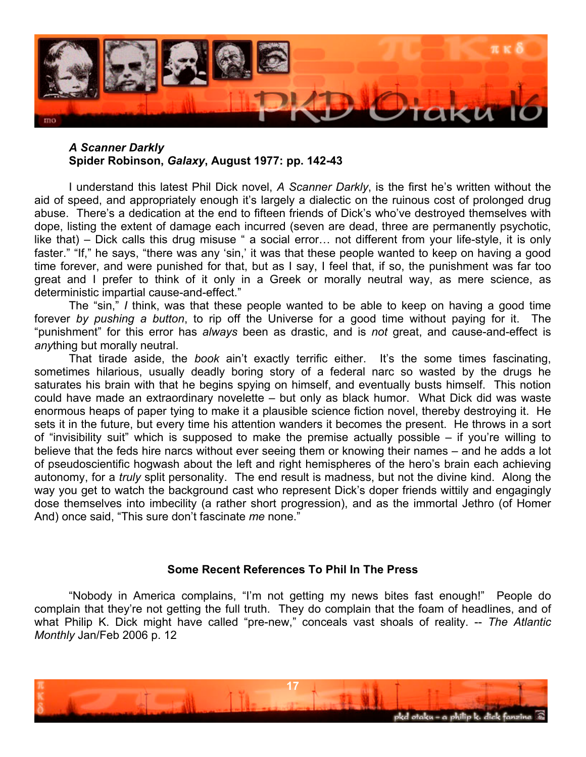***A Scanner Darkly***
**Spider Robinson, *Galaxy*, August 1977: pp. 142-43**

I understand this latest Phil Dick novel, *A Scanner Darkly*, is the first he's written without the aid of speed, and appropriately enough it's largely a dialectic on the ruinous cost of prolonged drug abuse. There's a dedication at the end to fifteen friends of Dick's who've destroyed themselves with dope, listing the extent of damage each incurred (seven are dead, three are permanently psychotic, like that) – Dick calls this drug misuse " a social error… not different from your life-style, it is only faster." "If," he says, "there was any 'sin,' it was that these people wanted to keep on having a good time forever, and were punished for that, but as I say, I feel that, if so, the punishment was far too great and I prefer to think of it only in a Greek or morally neutral way, as mere science, as deterministic impartial cause-and-effect."

The "sin," *I* think, was that these people wanted to be able to keep on having a good time forever *by pushing a button*, to rip off the Universe for a good time without paying for it. The "punishment" for this error has *always* been as drastic, and is *not* great, and cause-and-effect is *any*thing but morally neutral.

That tirade aside, the *book* ain't exactly terrific either. It's the some times fascinating, sometimes hilarious, usually deadly boring story of a federal narc so wasted by the drugs he saturates his brain with that he begins spying on himself, and eventually busts himself. This notion could have made an extraordinary novelette – but only as black humor. What Dick did was waste enormous heaps of paper tying to make it a plausible science fiction novel, thereby destroying it. He sets it in the future, but every time his attention wanders it becomes the present. He throws in a sort of "invisibility suit" which is supposed to make the premise actually possible – if you're willing to believe that the feds hire narcs without ever seeing them or knowing their names – and he adds a lot of pseudoscientific hogwash about the left and right hemispheres of the hero's brain each achieving autonomy, for a *truly* split personality. The end result is madness, but not the divine kind. Along the way you get to watch the background cast who represent Dick's doper friends wittily and engagingly dose themselves into imbecility (a rather short progression), and as the immortal Jethro (of Homer And) once said, "This sure don't fascinate *me* none."

**Some Recent References To Phil In The Press**

"Nobody in America complains, "I'm not getting my news bites fast enough!" People do complain that they're not getting the full truth. They do complain that the foam of headlines, and of what Philip K. Dick might have called "pre-new," conceals vast shoals of reality. -- *The Atlantic Monthly* Jan/Feb 2006 p. 12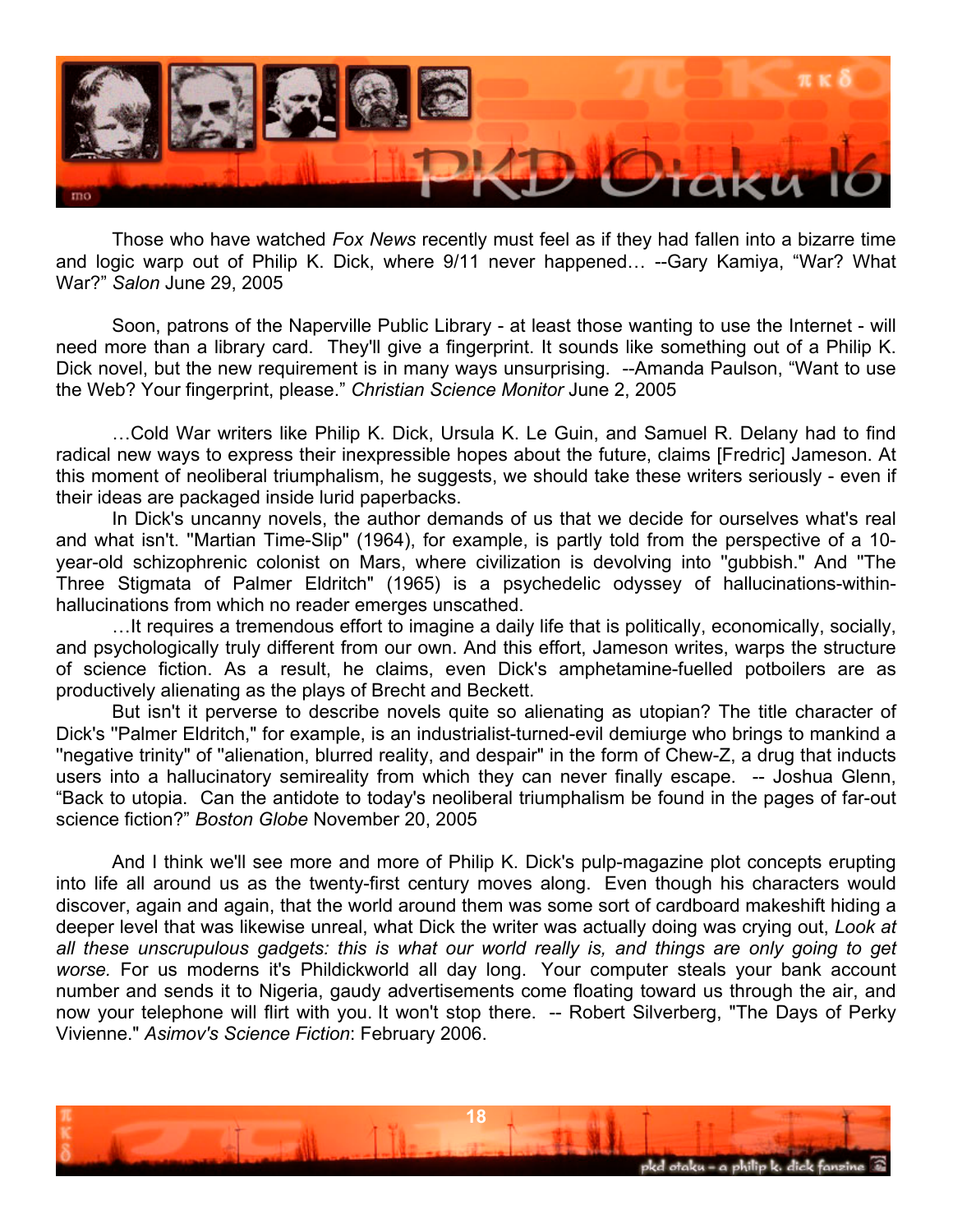Those who have watched *Fox News* recently must feel as if they had fallen into a bizarre time and logic warp out of Philip K. Dick, where 9/11 never happened… --Gary Kamiya, "War? What War?" *Salon* June 29, 2005

Soon, patrons of the Naperville Public Library - at least those wanting to use the Internet - will need more than a library card. They'll give a fingerprint. It sounds like something out of a Philip K. Dick novel, but the new requirement is in many ways unsurprising. --Amanda Paulson, "Want to use the Web? Your fingerprint, please." *Christian Science Monitor* June 2, 2005

…Cold War writers like Philip K. Dick, Ursula K. Le Guin, and Samuel R. Delany had to find radical new ways to express their inexpressible hopes about the future, claims [Fredric] Jameson. At this moment of neoliberal triumphalism, he suggests, we should take these writers seriously - even if their ideas are packaged inside lurid paperbacks.

In Dick's uncanny novels, the author demands of us that we decide for ourselves what's real and what isn't. "Martian Time-Slip" (1964), for example, is partly told from the perspective of a 10-year-old schizophrenic colonist on Mars, where civilization is devolving into "gubbish." And "The Three Stigmata of Palmer Eldritch" (1965) is a psychedelic odyssey of hallucinations-within-hallucinations from which no reader emerges unscathed.

…It requires a tremendous effort to imagine a daily life that is politically, economically, socially, and psychologically truly different from our own. And this effort, Jameson writes, warps the structure of science fiction. As a result, he claims, even Dick's amphetamine-fuelled potboilers are as productively alienating as the plays of Brecht and Beckett.

But isn't it perverse to describe novels quite so alienating as utopian? The title character of Dick's "Palmer Eldritch," for example, is an industrialist-turned-evil demiurge who brings to mankind a "negative trinity" of "alienation, blurred reality, and despair" in the form of Chew-Z, a drug that inducts users into a hallucinatory semireality from which they can never finally escape. -- Joshua Glenn, "Back to utopia. Can the antidote to today's neoliberal triumphalism be found in the pages of far-out science fiction?" *Boston Globe* November 20, 2005

And I think we'll see more and more of Philip K. Dick's pulp-magazine plot concepts erupting into life all around us as the twenty-first century moves along. Even though his characters would discover, again and again, that the world around them was some sort of cardboard makeshift hiding a deeper level that was likewise unreal, what Dick the writer was actually doing was crying out, *Look at all these unscrupulous gadgets: this is what our world really is, and things are only going to get worse.* For us moderns it's Phildickworld all day long. Your computer steals your bank account number and sends it to Nigeria, gaudy advertisements come floating toward us through the air, and now your telephone will flirt with you. It won't stop there. -- Robert Silverberg, "The Days of Perky Vivienne." *Asimov's Science Fiction*: February 2006.